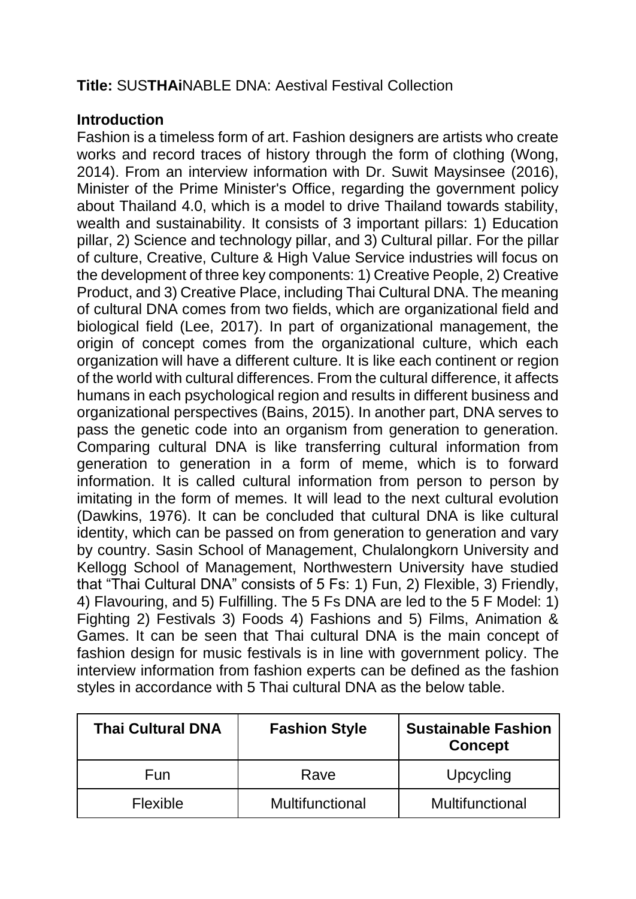**Title:** SUS**THAi**NABLE DNA: Aestival Festival Collection

**Introduction**

Fashion is a timeless form of art. Fashion designers are artists who create works and record traces of history through the form of clothing (Wong, 2014). From an interview information with Dr. Suwit Maysinsee (2016), Minister of the Prime Minister's Office, regarding the government policy about Thailand 4.0, which is a model to drive Thailand towards stability, wealth and sustainability. It consists of 3 important pillars: 1) Education pillar, 2) Science and technology pillar, and 3) Cultural pillar. For the pillar of culture, Creative, Culture & High Value Service industries will focus on the development of three key components: 1) Creative People, 2) Creative Product, and 3) Creative Place, including Thai Cultural DNA. The meaning of cultural DNA comes from two fields, which are organizational field and biological field (Lee, 2017). In part of organizational management, the origin of concept comes from the organizational culture, which each organization will have a different culture. It is like each continent or region of the world with cultural differences. From the cultural difference, it affects humans in each psychological region and results in different business and organizational perspectives (Bains, 2015). In another part, DNA serves to pass the genetic code into an organism from generation to generation. Comparing cultural DNA is like transferring cultural information from generation to generation in a form of meme, which is to forward information. It is called cultural information from person to person by imitating in the form of memes. It will lead to the next cultural evolution (Dawkins, 1976). It can be concluded that cultural DNA is like cultural identity, which can be passed on from generation to generation and vary by country. Sasin School of Management, Chulalongkorn University and Kellogg School of Management, Northwestern University have studied that "Thai Cultural DNA" consists of 5 Fs: 1) Fun, 2) Flexible, 3) Friendly, 4) Flavouring, and 5) Fulfilling. The 5 Fs DNA are led to the 5 F Model: 1) Fighting 2) Festivals 3) Foods 4) Fashions and 5) Films, Animation & Games. It can be seen that Thai cultural DNA is the main concept of fashion design for music festivals is in line with government policy. The interview information from fashion experts can be defined as the fashion styles in accordance with 5 Thai cultural DNA as the below table.

| Thai Cultural DNA | Fashion Style | Sustainable Fashion Concept |
|---|---|---|
| Fun | Rave | Upcycling |
| Flexible | Multifunctional | Multifunctional |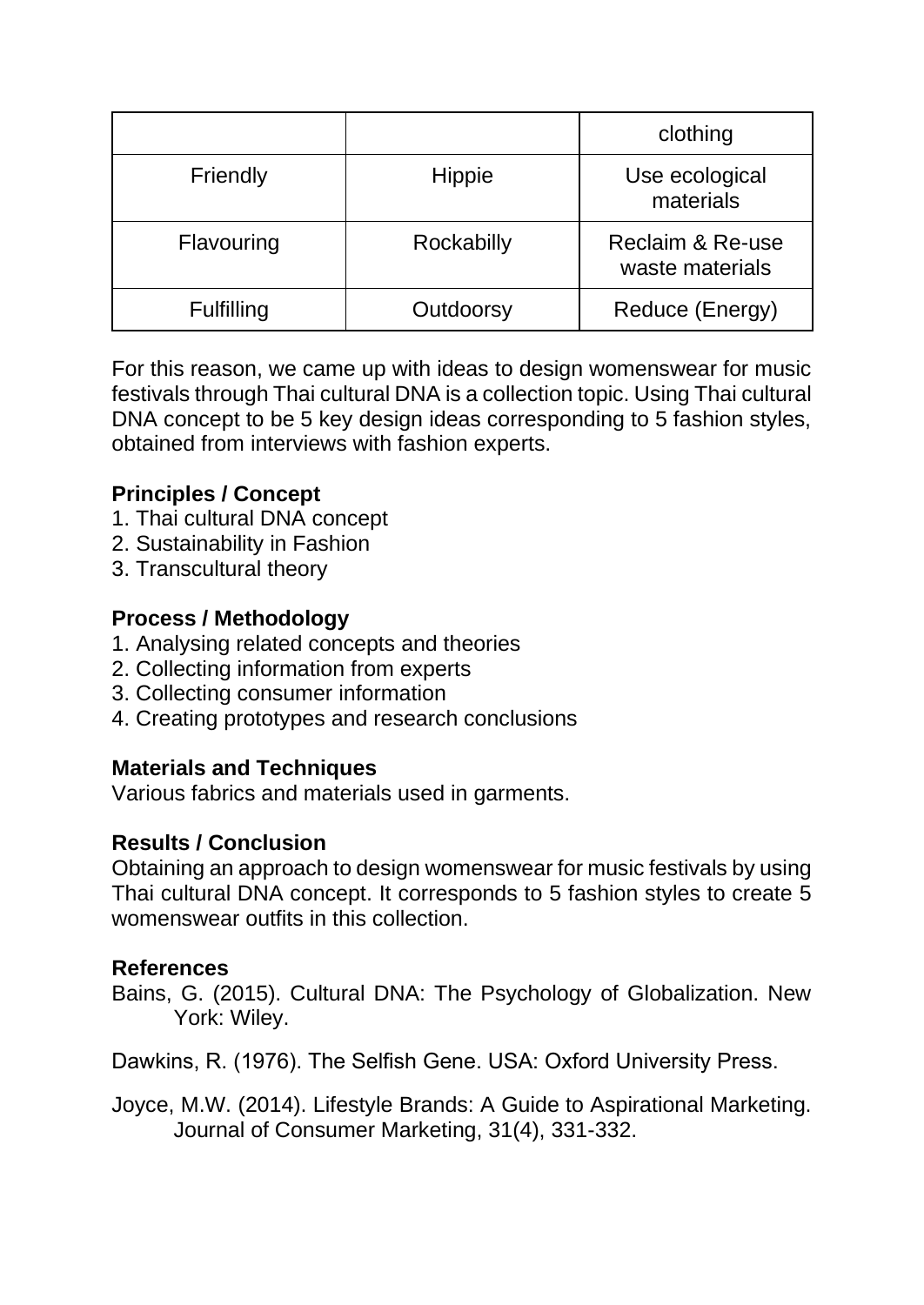| | | clothing |
|---|---|---|
| Friendly | Hippie | Use ecological materials |
| Flavouring | Rockabilly | Reclaim & Re-use waste materials |
| Fulfilling | Outdoorsy | Reduce (Energy) |

For this reason, we came up with ideas to design womenswear for music festivals through Thai cultural DNA is a collection topic. Using Thai cultural DNA concept to be 5 key design ideas corresponding to 5 fashion styles, obtained from interviews with fashion experts.

**Principles / Concept**

1. Thai cultural DNA concept
2. Sustainability in Fashion
3. Transcultural theory

**Process / Methodology**

1. Analysing related concepts and theories
2. Collecting information from experts
3. Collecting consumer information
4. Creating prototypes and research conclusions

**Materials and Techniques**

Various fabrics and materials used in garments.

**Results / Conclusion**

Obtaining an approach to design womenswear for music festivals by using Thai cultural DNA concept. It corresponds to 5 fashion styles to create 5 womenswear outfits in this collection.

**References**

Bains, G. (2015). Cultural DNA: The Psychology of Globalization. New York: Wiley.

Dawkins, R. (1976). The Selfish Gene. USA: Oxford University Press.

Joyce, M.W. (2014). Lifestyle Brands: A Guide to Aspirational Marketing. Journal of Consumer Marketing, 31(4), 331-332.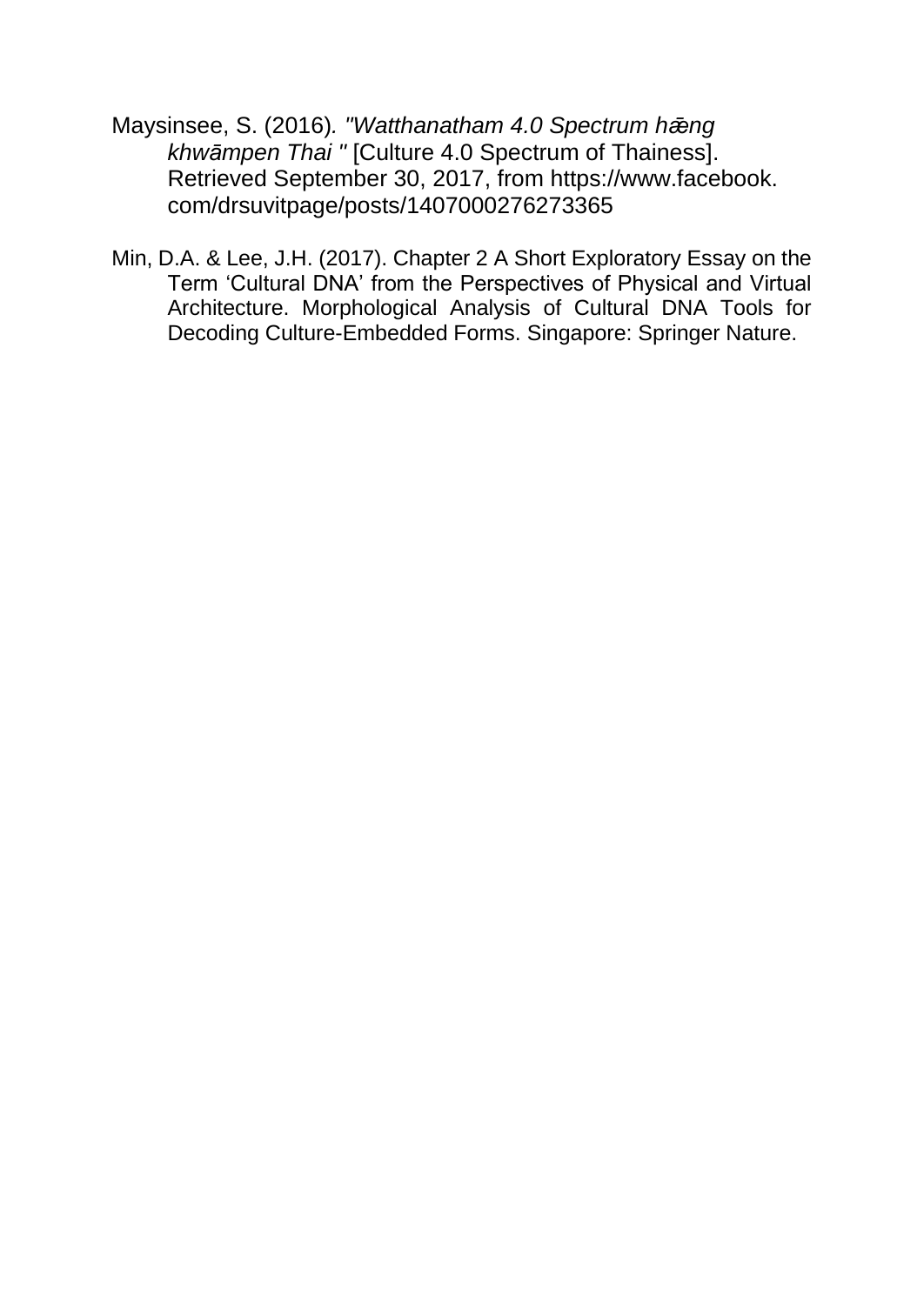Maysinsee, S. (2016). *"Watthanatham 4.0 Spectrum hǣng khwāmpen Thai "* [Culture 4.0 Spectrum of Thainess]. Retrieved September 30, 2017, from https://www.facebook.com/drsuvitpage/posts/1407000276273365

Min, D.A. & Lee, J.H. (2017). Chapter 2 A Short Exploratory Essay on the Term 'Cultural DNA' from the Perspectives of Physical and Virtual Architecture. Morphological Analysis of Cultural DNA Tools for Decoding Culture-Embedded Forms. Singapore: Springer Nature.